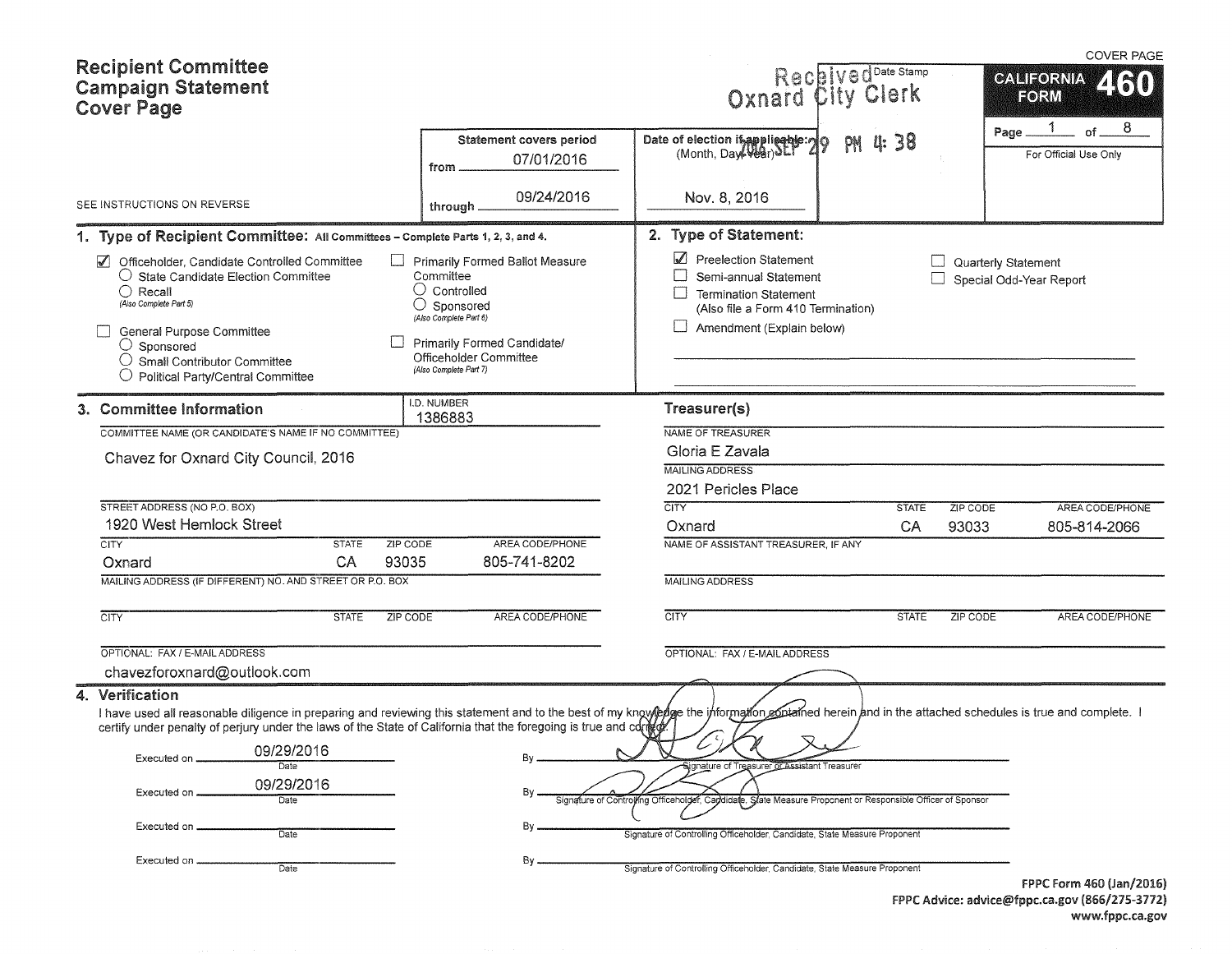# Recipient Committee Campaign Statement Cover Page

SEE INSTRUCTIONS ON REVERSE

**Statement covers period**
from 07/01/2016
through 09/24/2016

**Date of election if applicable:** (Month, Day, Year)
Nov. 8, 2016

Received Oxnard City Clerk — Date Stamp
2016 SEP 29 PM 4:38

**CALIFORNIA FORM 460**
COVER PAGE
Page 1 of 8
For Official Use Only

## 1. Type of Recipient Committee: All Committees – Complete Parts 1, 2, 3, and 4.

- ☑ Officeholder, Candidate Controlled Committee
  - ○ State Candidate Election Committee
  - ○ Recall (Also Complete Part 5)
- ☐ General Purpose Committee
  - ○ Sponsored
  - ○ Small Contributor Committee
  - ○ Political Party/Central Committee
- ☐ Primarily Formed Ballot Measure Committee
  - ○ Controlled
  - ○ Sponsored (Also Complete Part 6)
- ☐ Primarily Formed Candidate/Officeholder Committee (Also Complete Part 7)

## 2. Type of Statement:

- ☑ Preelection Statement
- ☐ Semi-annual Statement
- ☐ Termination Statement (Also file a Form 410 Termination)
- ☐ Amendment (Explain below)
- ☐ Quarterly Statement
- ☐ Special Odd-Year Report

## 3. Committee Information

I.D. NUMBER: 1386883

COMMITTEE NAME (OR CANDIDATE'S NAME IF NO COMMITTEE): Chavez for Oxnard City Council, 2016

| STREET ADDRESS (NO P.O. BOX) | | | |
|---|---|---|---|
| 1920 West Hemlock Street | | | |
| **CITY** | **STATE** | **ZIP CODE** | **AREA CODE/PHONE** |
| Oxnard | CA | 93035 | 805-741-8202 |

MAILING ADDRESS (IF DIFFERENT) NO. AND STREET OR P.O. BOX:

| CITY | STATE | ZIP CODE | AREA CODE/PHONE |
|---|---|---|---|
| | | | |

OPTIONAL: FAX / E-MAIL ADDRESS: chavezforoxnard@outlook.com

### Treasurer(s)

NAME OF TREASURER: Gloria E Zavala

MAILING ADDRESS: 2021 Pericles Place

| CITY | STATE | ZIP CODE | AREA CODE/PHONE |
|---|---|---|---|
| Oxnard | CA | 93033 | 805-814-2066 |

NAME OF ASSISTANT TREASURER, IF ANY:

MAILING ADDRESS:

| CITY | STATE | ZIP CODE | AREA CODE/PHONE |
|---|---|---|---|
| | | | |

OPTIONAL: FAX / E-MAIL ADDRESS:

## 4. Verification

I have used all reasonable diligence in preparing and reviewing this statement and to the best of my knowledge the information contained herein and in the attached schedules is true and complete. I certify under penalty of perjury under the laws of the State of California that the foregoing is true and correct.

| Executed on (Date) | By |
|---|---|
| 09/29/2016 | [Signature] — Signature of Treasurer or Assistant Treasurer |
| 09/29/2016 | [Signature] — Signature of Controlling Officeholder, Candidate, State Measure Proponent or Responsible Officer of Sponsor |
| | Signature of Controlling Officeholder, Candidate, State Measure Proponent |
| | Signature of Controlling Officeholder, Candidate, State Measure Proponent |

FPPC Form 460 (Jan/2016)
FPPC Advice: advice@fppc.ca.gov (866/275-3772)
www.fppc.ca.gov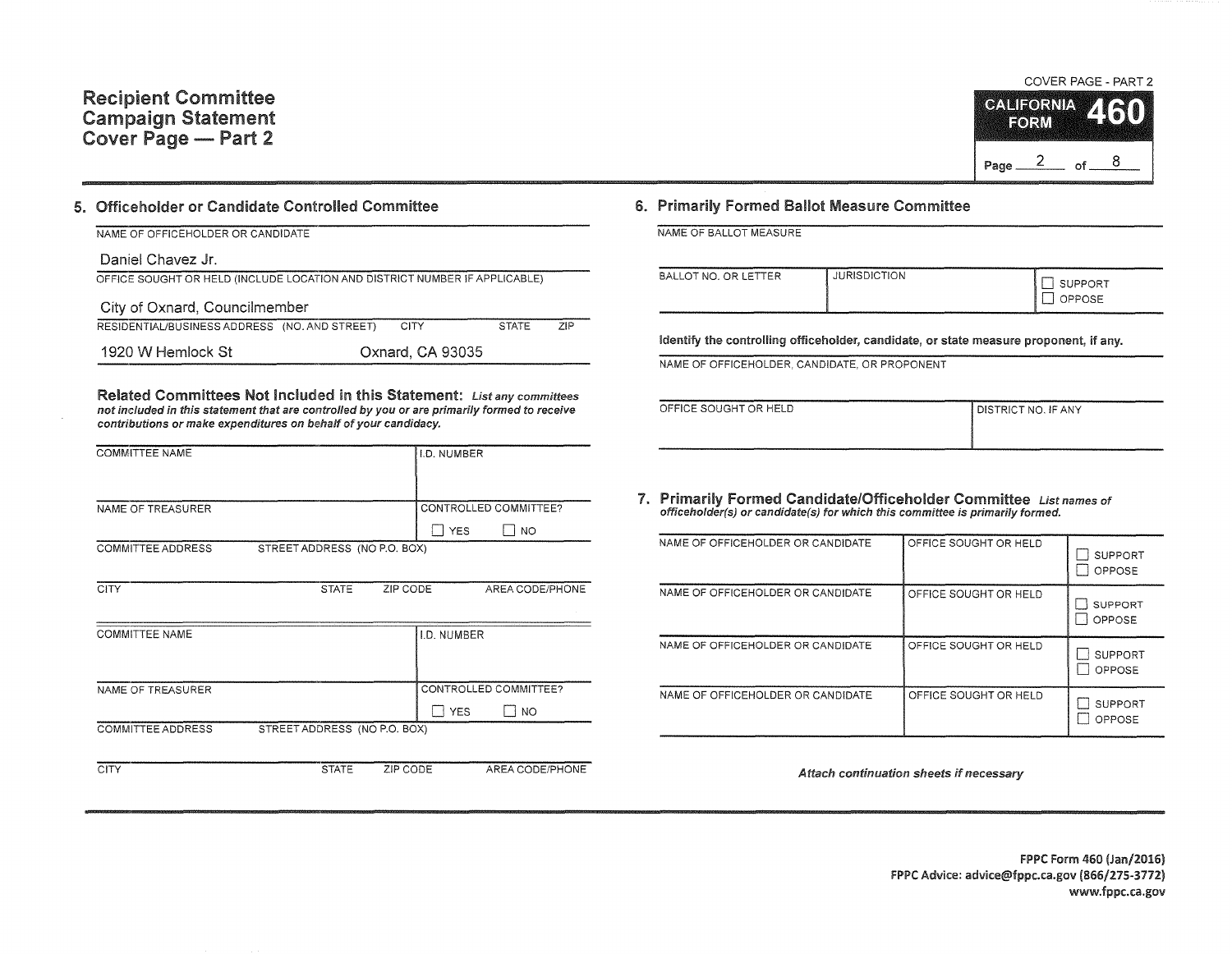# Recipient Committee Campaign Statement Cover Page — Part 2

COVER PAGE - PART 2

**CALIFORNIA FORM 460**

Page 2 of 8

## 5. Officeholder or Candidate Controlled Committee

NAME OF OFFICEHOLDER OR CANDIDATE

Daniel Chavez Jr.

OFFICE SOUGHT OR HELD (INCLUDE LOCATION AND DISTRICT NUMBER IF APPLICABLE)

City of Oxnard, Councilmember

| RESIDENTIAL/BUSINESS ADDRESS (NO. AND STREET) | CITY | STATE | ZIP |
|---|---|---|---|
| 1920 W Hemlock St | Oxnard, CA 93035 | | |

**Related Committees Not Included in this Statement:** *List any committees not included in this statement that are controlled by you or are primarily formed to receive contributions or make expenditures on behalf of your candidacy.*

| COMMITTEE NAME | | | I.D. NUMBER |
|---|---|---|---|
| NAME OF TREASURER | | | CONTROLLED COMMITTEE? ☐ YES ☐ NO |
| COMMITTEE ADDRESS | STREET ADDRESS (NO P.O. BOX) | | |
| CITY | STATE | ZIP CODE | AREA CODE/PHONE |

| COMMITTEE NAME | | | I.D. NUMBER |
|---|---|---|---|
| NAME OF TREASURER | | | CONTROLLED COMMITTEE? ☐ YES ☐ NO |
| COMMITTEE ADDRESS | STREET ADDRESS (NO P.O. BOX) | | |
| CITY | STATE | ZIP CODE | AREA CODE/PHONE |

## 6. Primarily Formed Ballot Measure Committee

NAME OF BALLOT MEASURE

| BALLOT NO. OR LETTER | JURISDICTION | ☐ SUPPORT ☐ OPPOSE |
|---|---|---|
| | | |

**Identify the controlling officeholder, candidate, or state measure proponent, if any.**

NAME OF OFFICEHOLDER, CANDIDATE, OR PROPONENT

| OFFICE SOUGHT OR HELD | DISTRICT NO. IF ANY |
|---|---|
| | |

## 7. Primarily Formed Candidate/Officeholder Committee

*List names of officeholder(s) or candidate(s) for which this committee is primarily formed.*

| NAME OF OFFICEHOLDER OR CANDIDATE | OFFICE SOUGHT OR HELD | ☐ SUPPORT ☐ OPPOSE |
|---|---|---|
| NAME OF OFFICEHOLDER OR CANDIDATE | OFFICE SOUGHT OR HELD | ☐ SUPPORT ☐ OPPOSE |
| NAME OF OFFICEHOLDER OR CANDIDATE | OFFICE SOUGHT OR HELD | ☐ SUPPORT ☐ OPPOSE |
| NAME OF OFFICEHOLDER OR CANDIDATE | OFFICE SOUGHT OR HELD | ☐ SUPPORT ☐ OPPOSE |

*Attach continuation sheets if necessary*

**FPPC Form 460 (Jan/2016)**
**FPPC Advice: advice@fppc.ca.gov (866/275-3772)**
**www.fppc.ca.gov**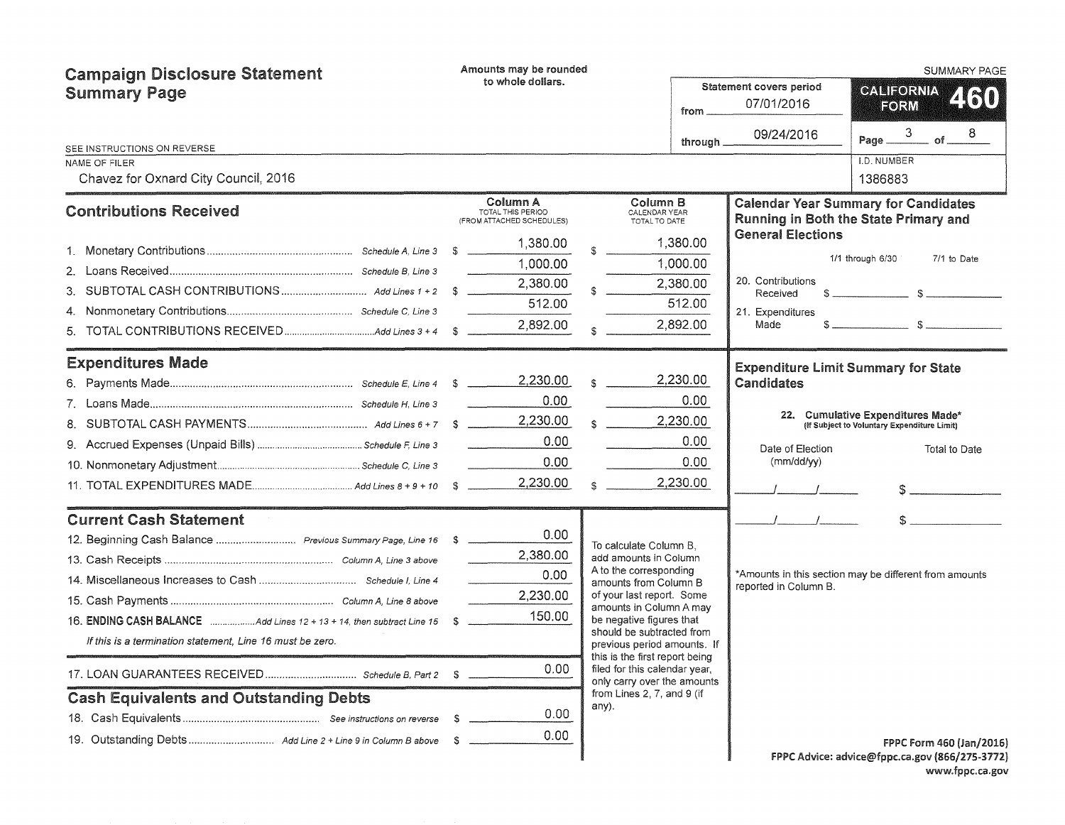# Campaign Disclosure Statement Summary Page

Amounts may be rounded to whole dollars.

SUMMARY PAGE

**CALIFORNIA FORM 460**

Statement covers period from 07/01/2016 through 09/24/2016

SEE INSTRUCTIONS ON REVERSE

NAME OF FILER: Chavez for Oxnard City Council, 2016

I.D. NUMBER: 1386883

## Contributions Received

| | | Column A TOTAL THIS PERIOD (FROM ATTACHED SCHEDULES) | Column B CALENDAR YEAR TOTAL TO DATE |
|---|---|---|---|
| 1. Monetary Contributions | Schedule A, Line 3 | $ 1,380.00 | $ 1,380.00 |
| 2. Loans Received | Schedule B, Line 3 | 1,000.00 | 1,000.00 |
| 3. SUBTOTAL CASH CONTRIBUTIONS | Add Lines 1 + 2 | $ 2,380.00 | $ 2,380.00 |
| 4. Nonmonetary Contributions | Schedule C, Line 3 | 512.00 | 512.00 |
| 5. TOTAL CONTRIBUTIONS RECEIVED | Add Lines 3 + 4 | $ 2,892.00 | $ 2,892.00 |

## Expenditures Made

| | | Column A | Column B |
|---|---|---|---|
| 6. Payments Made | Schedule E, Line 4 | $ 2,230.00 | $ 2,230.00 |
| 7. Loans Made | Schedule H, Line 3 | 0.00 | 0.00 |
| 8. SUBTOTAL CASH PAYMENTS | Add Lines 6 + 7 | $ 2,230.00 | $ 2,230.00 |
| 9. Accrued Expenses (Unpaid Bills) | Schedule F, Line 3 | 0.00 | 0.00 |
| 10. Nonmonetary Adjustment | Schedule C, Line 3 | 0.00 | 0.00 |
| 11. TOTAL EXPENDITURES MADE | Add Lines 8 + 9 + 10 | $ 2,230.00 | $ 2,230.00 |

## Current Cash Statement

| | | |
|---|---|---|
| 12. Beginning Cash Balance | Previous Summary Page, Line 16 | $ 0.00 |
| 13. Cash Receipts | Column A, Line 3 above | 2,380.00 |
| 14. Miscellaneous Increases to Cash | Schedule I, Line 4 | 0.00 |
| 15. Cash Payments | Column A, Line 8 above | 2,230.00 |
| 16. **ENDING CASH BALANCE** | Add Lines 12 + 13 + 14, then subtract Line 15 | $ 150.00 |

*If this is a termination statement, Line 16 must be zero.*

| | | |
|---|---|---|
| 17. LOAN GUARANTEES RECEIVED | Schedule B, Part 2 | $ 0.00 |

## Cash Equivalents and Outstanding Debts

| | | |
|---|---|---|
| 18. Cash Equivalents | See instructions on reverse | $ 0.00 |
| 19. Outstanding Debts | Add Line 2 + Line 9 in Column B above | $ 0.00 |

To calculate Column B, add amounts in Column A to the corresponding amounts from Column B of your last report. Some amounts in Column A may be negative figures that should be subtracted from previous period amounts. If this is the first report being filed for this calendar year, only carry over the amounts from Lines 2, 7, and 9 (if any).

## Calendar Year Summary for Candidates Running in Both the State Primary and General Elections

| | 1/1 through 6/30 | 7/1 to Date |
|---|---|---|
| 20. Contributions Received | $ | $ |
| 21. Expenditures Made | $ | $ |

## Expenditure Limit Summary for State Candidates

**22. Cumulative Expenditures Made*** (If Subject to Voluntary Expenditure Limit)

| Date of Election (mm/dd/yy) | Total to Date |
|---|---|
| / / | $ |
| / / | $ |

*Amounts in this section may be different from amounts reported in Column B.

FPPC Form 460 (Jan/2016)
FPPC Advice: advice@fppc.ca.gov (866/275-3772)
www.fppc.ca.gov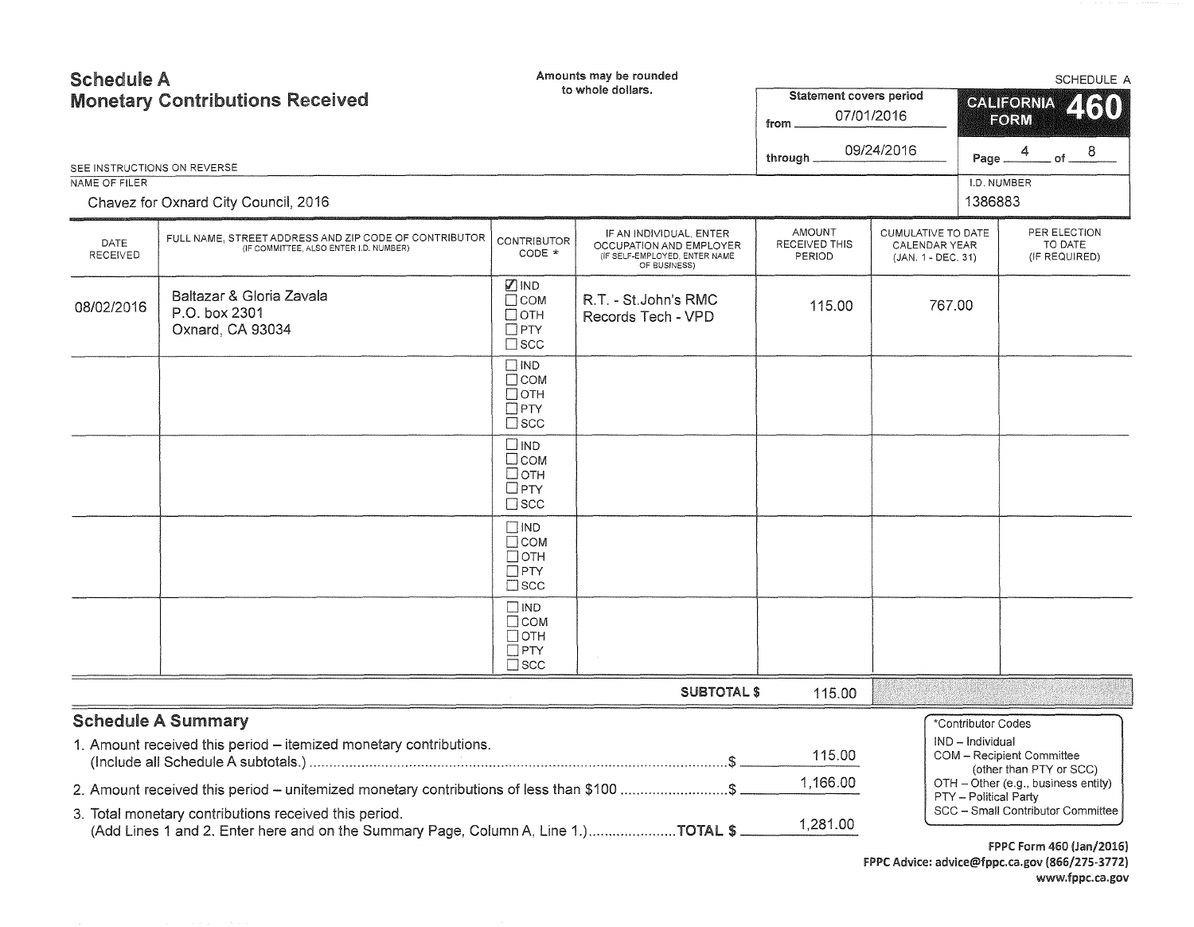# Schedule A
## Monetary Contributions Received

Amounts may be rounded to whole dollars.

SCHEDULE A

**CALIFORNIA FORM 460**

Statement covers period
from 07/01/2016
through 09/24/2016

Page 4 of 8

SEE INSTRUCTIONS ON REVERSE

NAME OF FILER: Chavez for Oxnard City Council, 2016

I.D. NUMBER: 1386883

| DATE RECEIVED | FULL NAME, STREET ADDRESS AND ZIP CODE OF CONTRIBUTOR (IF COMMITTEE, ALSO ENTER I.D. NUMBER) | CONTRIBUTOR CODE * | IF AN INDIVIDUAL, ENTER OCCUPATION AND EMPLOYER (IF SELF-EMPLOYED, ENTER NAME OF BUSINESS) | AMOUNT RECEIVED THIS PERIOD | CUMULATIVE TO DATE CALENDAR YEAR (JAN. 1 - DEC. 31) | PER ELECTION TO DATE (IF REQUIRED) |
|---|---|---|---|---|---|---|
| 08/02/2016 | Baltazar & Gloria Zavala<br>P.O. box 2301<br>Oxnard, CA 93034 | ☑ IND<br>☐ COM<br>☐ OTH<br>☐ PTY<br>☐ SCC | R.T. - St.John's RMC<br>Records Tech - VPD | 115.00 | 767.00 | |
| | | ☐ IND<br>☐ COM<br>☐ OTH<br>☐ PTY<br>☐ SCC | | | | |
| | | ☐ IND<br>☐ COM<br>☐ OTH<br>☐ PTY<br>☐ SCC | | | | |
| | | ☐ IND<br>☐ COM<br>☐ OTH<br>☐ PTY<br>☐ SCC | | | | |
| | | ☐ IND<br>☐ COM<br>☐ OTH<br>☐ PTY<br>☐ SCC | | | | |
| | | | **SUBTOTAL $** | 115.00 | | |

### Schedule A Summary

1. Amount received this period – itemized monetary contributions. (Include all Schedule A subtotals.) ........ $ 115.00
2. Amount received this period – unitemized monetary contributions of less than $100 ........ $ 1,166.00
3. Total monetary contributions received this period. (Add Lines 1 and 2. Enter here and on the Summary Page, Column A, Line 1.) ........ **TOTAL $** 1,281.00

*Contributor Codes
- IND – Individual
- COM – Recipient Committee (other than PTY or SCC)
- OTH – Other (e.g., business entity)
- PTY – Political Party
- SCC – Small Contributor Committee

FPPC Form 460 (Jan/2016)
FPPC Advice: advice@fppc.ca.gov (866/275-3772)
www.fppc.ca.gov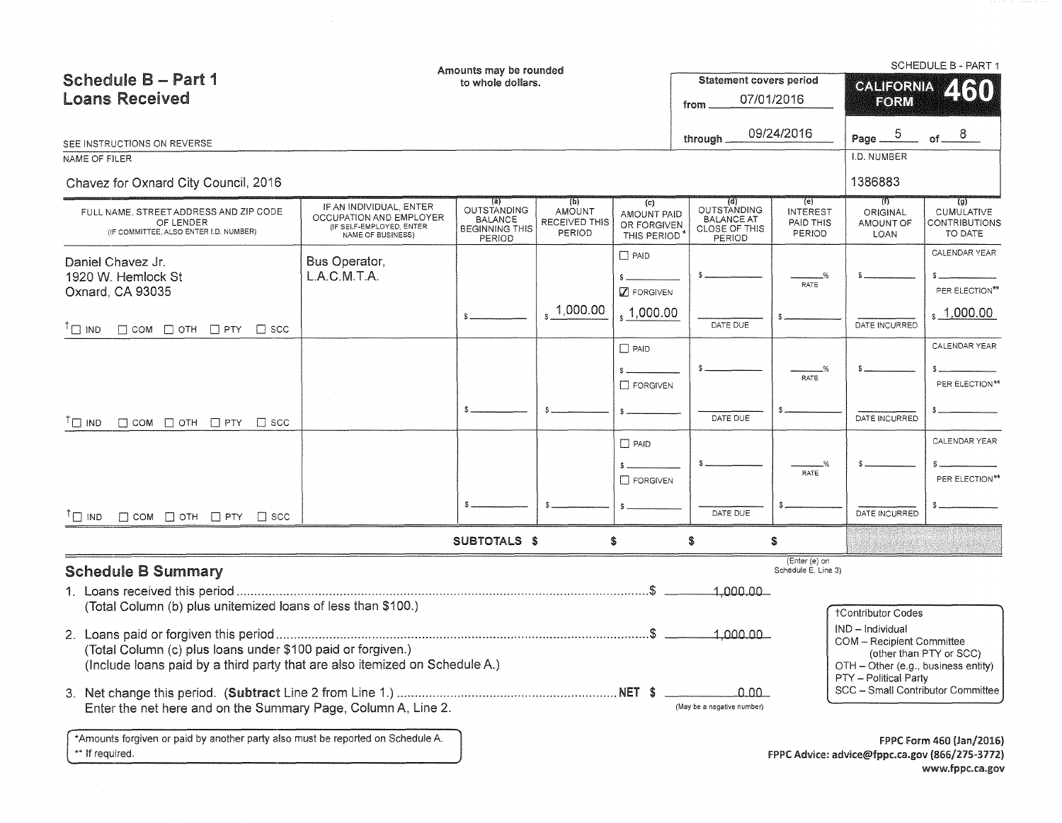SCHEDULE B - PART 1

# Schedule B – Part 1
## Loans Received

Amounts may be rounded to whole dollars.

SEE INSTRUCTIONS ON REVERSE

Statement covers period from 07/01/2016 through 09/24/2016

**CALIFORNIA FORM 460**

Page 5 of 8

NAME OF FILER: Chavez for Oxnard City Council, 2016

I.D. NUMBER: 1386883

| FULL NAME, STREET ADDRESS AND ZIP CODE OF LENDER (IF COMMITTEE, ALSO ENTER I.D. NUMBER) | IF AN INDIVIDUAL, ENTER OCCUPATION AND EMPLOYER (IF SELF-EMPLOYED, ENTER NAME OF BUSINESS) | (a) OUTSTANDING BALANCE BEGINNING THIS PERIOD | (b) AMOUNT RECEIVED THIS PERIOD | (c) AMOUNT PAID OR FORGIVEN THIS PERIOD* | (d) OUTSTANDING BALANCE AT CLOSE OF THIS PERIOD | (e) INTEREST PAID THIS PERIOD | (f) ORIGINAL AMOUNT OF LOAN | (g) CUMULATIVE CONTRIBUTIONS TO DATE |
|---|---|---|---|---|---|---|---|---|
| Daniel Chavez Jr.<br>1920 W. Hemlock St<br>Oxnard, CA 93035<br>☐ IND ☐ COM ☐ OTH ☐ PTY ☐ SCC | Bus Operator, L.A.C.M.T.A. | $ | $ 1,000.00 | ☐ PAID<br>$<br>☑ FORGIVEN<br>$ 1,000.00 | $<br>DATE DUE | ___% RATE<br>$ | $<br>DATE INCURRED | CALENDAR YEAR $<br>PER ELECTION** $ 1,000.00 |
| ☐ IND ☐ COM ☐ OTH ☐ PTY ☐ SCC | | $ | $ | ☐ PAID<br>$<br>☐ FORGIVEN<br>$ | $<br>DATE DUE | ___% RATE<br>$ | $<br>DATE INCURRED | CALENDAR YEAR $<br>PER ELECTION** $ |
| ☐ IND ☐ COM ☐ OTH ☐ PTY ☐ SCC | | $ | $ | ☐ PAID<br>$<br>☐ FORGIVEN<br>$ | $<br>DATE DUE | ___% RATE<br>$ | $<br>DATE INCURRED | CALENDAR YEAR $<br>PER ELECTION** $ |
| | **SUBTOTALS** | | $ | $ | $ | $ (Enter (e) on Schedule E, Line 3) | | |

## Schedule B Summary

1. Loans received this period ..... $ 1,000.00
   (Total Column (b) plus unitemized loans of less than $100.)

2. Loans paid or forgiven this period ..... $ 1,000.00
   (Total Column (c) plus loans under $100 paid or forgiven.)
   (Include loans paid by a third party that are also itemized on Schedule A.)

3. Net change this period. (**Subtract** Line 2 from Line 1.) ..... **NET** $ 0.00 (May be a negative number)
   Enter the net here and on the Summary Page, Column A, Line 2.

†Contributor Codes
- IND – Individual
- COM – Recipient Committee (other than PTY or SCC)
- OTH – Other (e.g., business entity)
- PTY – Political Party
- SCC – Small Contributor Committee

*Amounts forgiven or paid by another party also must be reported on Schedule A.
** If required.

FPPC Form 460 (Jan/2016)
FPPC Advice: advice@fppc.ca.gov (866/275-3772)
www.fppc.ca.gov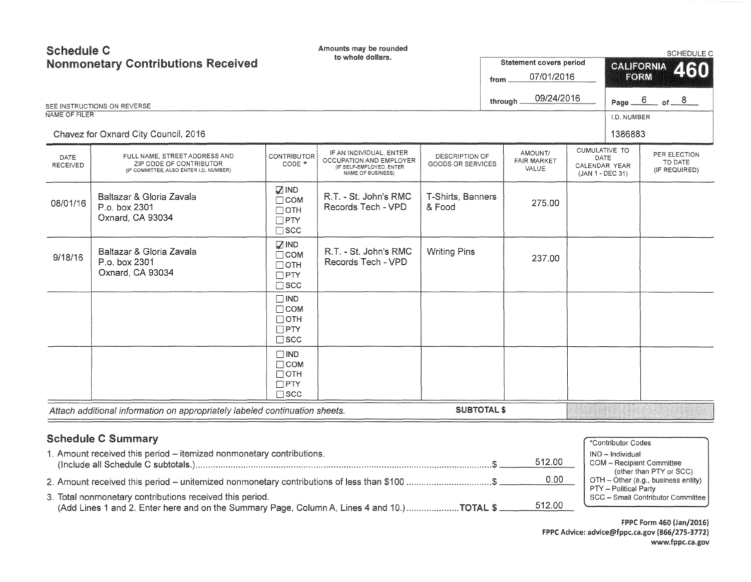# Schedule C
## Nonmonetary Contributions Received

Amounts may be rounded to whole dollars.

SCHEDULE C

**CALIFORNIA FORM 460**

Statement covers period from 07/01/2016 through 09/24/2016

SEE INSTRUCTIONS ON REVERSE

NAME OF FILER: Chavez for Oxnard City Council, 2016

I.D. NUMBER: 1386883

| DATE RECEIVED | FULL NAME, STREET ADDRESS AND ZIP CODE OF CONTRIBUTOR (IF COMMITTEE, ALSO ENTER I.D. NUMBER) | CONTRIBUTOR CODE * | IF AN INDIVIDUAL, ENTER OCCUPATION AND EMPLOYER (IF SELF-EMPLOYED, ENTER NAME OF BUSINESS) | DESCRIPTION OF GOODS OR SERVICES | AMOUNT/ FAIR MARKET VALUE | CUMULATIVE TO DATE CALENDAR YEAR (JAN 1 - DEC 31) | PER ELECTION TO DATE (IF REQUIRED) |
|---|---|---|---|---|---|---|---|
| 08/01/16 | Baltazar & Gloria Zavala<br>P.o. box 2301<br>Oxnard, CA 93034 | ☑ IND ☐ COM ☐ OTH ☐ PTY ☐ SCC | R.T. - St. John's RMC Records Tech - VPD | T-Shirts, Banners & Food | 275.00 | | |
| 9/18/16 | Baltazar & Gloria Zavala<br>P.o. box 2301<br>Oxnard, CA 93034 | ☑ IND ☐ COM ☐ OTH ☐ PTY ☐ SCC | R.T. - St. John's RMC Records Tech - VPD | Writing Pins | 237.00 | | |
| | | ☐ IND ☐ COM ☐ OTH ☐ PTY ☐ SCC | | | | | |
| | | ☐ IND ☐ COM ☐ OTH ☐ PTY ☐ SCC | | | | | |

*Attach additional information on appropriately labeled continuation sheets.* **SUBTOTAL $**

## Schedule C Summary

1. Amount received this period – itemized nonmonetary contributions. (Include all Schedule C subtotals.) ........ $ 512.00
2. Amount received this period – unitemized nonmonetary contributions of less than $100 ........ $ 0.00
3. Total nonmonetary contributions received this period. (Add Lines 1 and 2. Enter here and on the Summary Page, Column A, Lines 4 and 10.) ........ TOTAL $ 512.00

*Contributor Codes
- IND – Individual
- COM – Recipient Committee (other than PTY or SCC)
- OTH – Other (e.g., business entity)
- PTY – Political Party
- SCC – Small Contributor Committee

FPPC Form 460 (Jan/2016)
FPPC Advice: advice@fppc.ca.gov (866/275-3772)
www.fppc.ca.gov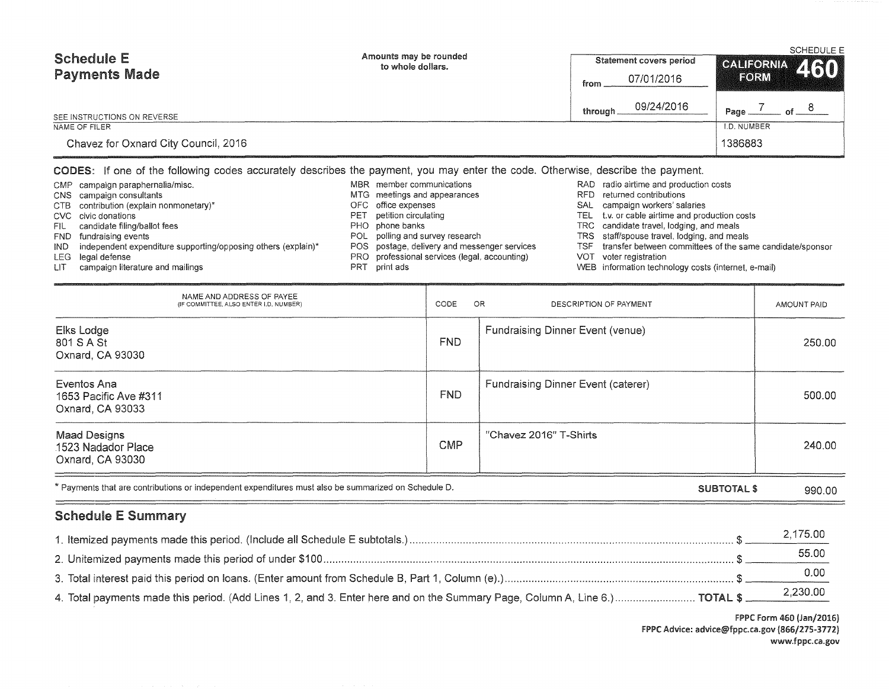# Schedule E
## Payments Made

Amounts may be rounded to whole dollars.

SCHEDULE E

**CALIFORNIA FORM 460**

Statement covers period
from 07/01/2016
through 09/24/2016

Page 7 of 8

SEE INSTRUCTIONS ON REVERSE

NAME OF FILER: Chavez for Oxnard City Council, 2016

I.D. NUMBER: 1386883

**CODES:** If one of the following codes accurately describes the payment, you may enter the code. Otherwise, describe the payment.

- CMP campaign paraphernalia/misc.
- CNS campaign consultants
- CTB contribution (explain nonmonetary)*
- CVC civic donations
- FIL candidate filing/ballot fees
- FND fundraising events
- IND independent expenditure supporting/opposing others (explain)*
- LEG legal defense
- LIT campaign literature and mailings
- MBR member communications
- MTG meetings and appearances
- OFC office expenses
- PET petition circulating
- PHO phone banks
- POL polling and survey research
- POS postage, delivery and messenger services
- PRO professional services (legal, accounting)
- PRT print ads
- RAD radio airtime and production costs
- RFD returned contributions
- SAL campaign workers' salaries
- TEL t.v. or cable airtime and production costs
- TRC candidate travel, lodging, and meals
- TRS staff/spouse travel, lodging, and meals
- TSF transfer between committees of the same candidate/sponsor
- VOT voter registration
- WEB information technology costs (internet, e-mail)

| NAME AND ADDRESS OF PAYEE (IF COMMITTEE, ALSO ENTER I.D. NUMBER) | CODE | OR DESCRIPTION OF PAYMENT | AMOUNT PAID |
|---|---|---|---|
| Elks Lodge<br>801 S A St<br>Oxnard, CA 93030 | FND | Fundraising Dinner Event (venue) | 250.00 |
| Eventos Ana<br>1653 Pacific Ave #311<br>Oxnard, CA 93033 | FND | Fundraising Dinner Event (caterer) | 500.00 |
| Maad Designs<br>1523 Nadador Place<br>Oxnard, CA 93030 | CMP | "Chavez 2016" T-Shirts | 240.00 |
| | | **SUBTOTAL $** | 990.00 |

* Payments that are contributions or independent expenditures must also be summarized on Schedule D.

## Schedule E Summary

1. Itemized payments made this period. (Include all Schedule E subtotals.) $ 2,175.00
2. Unitemized payments made this period of under $100 $ 55.00
3. Total interest paid this period on loans. (Enter amount from Schedule B, Part 1, Column (e).) $ 0.00
4. Total payments made this period. (Add Lines 1, 2, and 3. Enter here and on the Summary Page, Column A, Line 6.) TOTAL $ 2,230.00

FPPC Form 460 (Jan/2016)
FPPC Advice: advice@fppc.ca.gov (866/275-3772)
www.fppc.ca.gov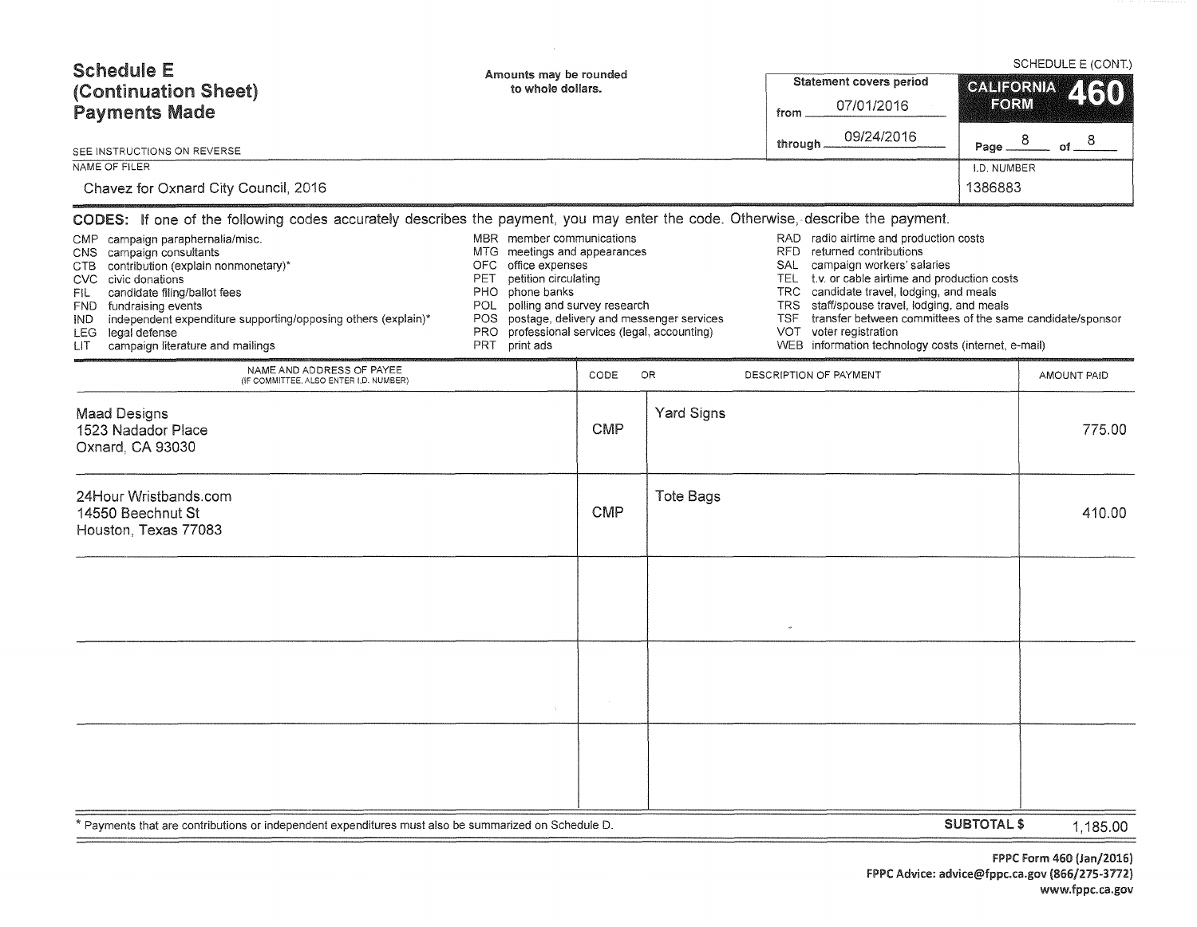# Schedule E (Continuation Sheet) Payments Made

Amounts may be rounded to whole dollars.

SCHEDULE E (CONT.)

Statement covers period from 07/01/2016 through 09/24/2016

CALIFORNIA FORM 460

Page 8 of 8

SEE INSTRUCTIONS ON REVERSE

NAME OF FILER: Chavez for Oxnard City Council, 2016

I.D. NUMBER: 1386883

**CODES:** If one of the following codes accurately describes the payment, you may enter the code. Otherwise, describe the payment.

- CMP campaign paraphernalia/misc.
- CNS campaign consultants
- CTB contribution (explain nonmonetary)*
- CVC civic donations
- FIL candidate filing/ballot fees
- FND fundraising events
- IND independent expenditure supporting/opposing others (explain)*
- LEG legal defense
- LIT campaign literature and mailings
- MBR member communications
- MTG meetings and appearances
- OFC office expenses
- PET petition circulating
- PHO phone banks
- POL polling and survey research
- POS postage, delivery and messenger services
- PRO professional services (legal, accounting)
- PRT print ads
- RAD radio airtime and production costs
- RFD returned contributions
- SAL campaign workers' salaries
- TEL t.v. or cable airtime and production costs
- TRC candidate travel, lodging, and meals
- TRS staff/spouse travel, lodging, and meals
- TSF transfer between committees of the same candidate/sponsor
- VOT voter registration
- WEB information technology costs (internet, e-mail)

| NAME AND ADDRESS OF PAYEE (IF COMMITTEE, ALSO ENTER I.D. NUMBER) | CODE | OR DESCRIPTION OF PAYMENT | AMOUNT PAID |
|---|---|---|---|
| Maad Designs<br>1523 Nadador Place<br>Oxnard, CA 93030 | CMP | Yard Signs | 775.00 |
| 24Hour Wristbands.com<br>14550 Beechnut St<br>Houston, Texas 77083 | CMP | Tote Bags | 410.00 |
| | | | |
| | | | |
| | | | |

\* Payments that are contributions or independent expenditures must also be summarized on Schedule D.

**SUBTOTAL $** 1,185.00

FPPC Form 460 (Jan/2016)
FPPC Advice: advice@fppc.ca.gov (866/275-3772)
www.fppc.ca.gov